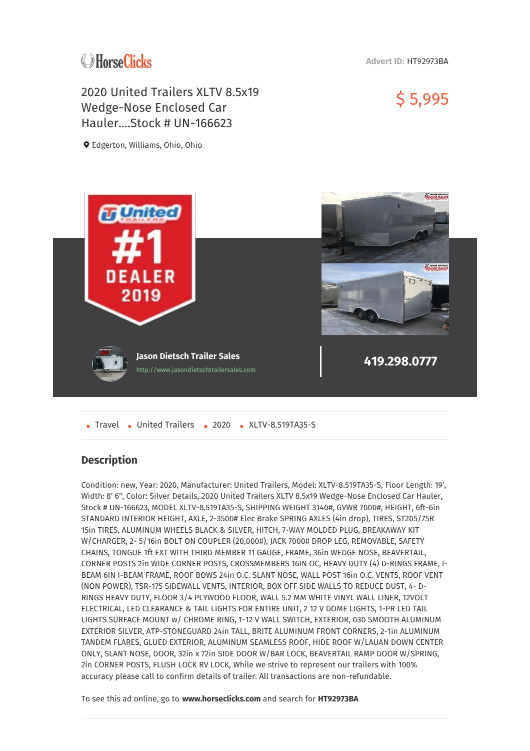HorseClicks

Advert ID: HT92973BA

# 2020 United Trailers XLTV 8.5x19 Wedge-Nose Enclosed Car Hauler....Stock # UN-166623

$ 5,995

Edgerton, Williams, Ohio, Ohio

**Jason Dietsch Trailer Sales**

http://www.jasondietschtrailersales.com

**419.298.0777**

- Travel
- United Trailers
- 2020
- XLTV-8.519TA35-S

## Description

Condition: new, Year: 2020, Manufacturer: United Trailers, Model: XLTV-8.519TA35-S, Floor Length: 19', Width: 8' 6", Color: Silver Details, 2020 United Trailers XLTV 8.5x19 Wedge-Nose Enclosed Car Hauler, Stock # UN-166623, MODEL XLTV-8.519TA35-S, SHIPPING WEIGHT 3140#, GVWR 7000#, HEIGHT, 6ft-6in STANDARD INTERIOR HEIGHT, AXLE, 2-3500# Elec Brake SPRING AXLES (4in drop), TIRES, ST205/75R 15in TIRES, ALUMINUM WHEELS BLACK & SILVER, HITCH, 7-WAY MOLDED PLUG, BREAKAWAY KIT W/CHARGER, 2- 5/16in BOLT ON COUPLER (20,000#), JACK 7000# DROP LEG, REMOVABLE, SAFETY CHAINS, TONGUE 1ft EXT WITH THIRD MEMBER 11 GAUGE, FRAME, 36in WEDGE NOSE, BEAVERTAIL, CORNER POSTS 2in WIDE CORNER POSTS, CROSSMEMBERS 16IN OC, HEAVY DUTY (4) D-RINGS FRAME, I-BEAM 6IN I-BEAM FRAME, ROOF BOWS 24in O.C. SLANT NOSE, WALL POST 16in O.C. VENTS, ROOF VENT (NON POWER), TSR-175 SIDEWALL VENTS, INTERIOR, BOX OFF SIDE WALLS TO REDUCE DUST, 4- D-RINGS HEAVY DUTY, FLOOR 3/4 PLYWOOD FLOOR, WALL 5.2 MM WHITE VINYL WALL LINER, 12VOLT ELECTRICAL, LED CLEARANCE & TAIL LIGHTS FOR ENTIRE UNIT, 2 12 V DOME LIGHTS, 1-PR LED TAIL LIGHTS SURFACE MOUNT w/ CHROME RING, 1-12 V WALL SWITCH, EXTERIOR, 030 SMOOTH ALUMINUM EXTERIOR SILVER, ATP-STONEGUARD 24in TALL, BRITE ALUMINUM FRONT CORNERS, 2-1in ALUMINUM TANDEM FLARES, GLUED EXTERIOR, ALUMINUM SEAMLESS ROOF, HIDE ROOF W/LAUAN DOWN CENTER ONLY, SLANT NOSE, DOOR, 32in x 72in SIDE DOOR W/BAR LOCK, BEAVERTAIL RAMP DOOR W/SPRING, 2in CORNER POSTS, FLUSH LOCK RV LOCK, While we strive to represent our trailers with 100% accuracy please call to confirm details of trailer. All transactions are non-refundable.

To see this ad online, go to **www.horseclicks.com** and search for **HT92973BA**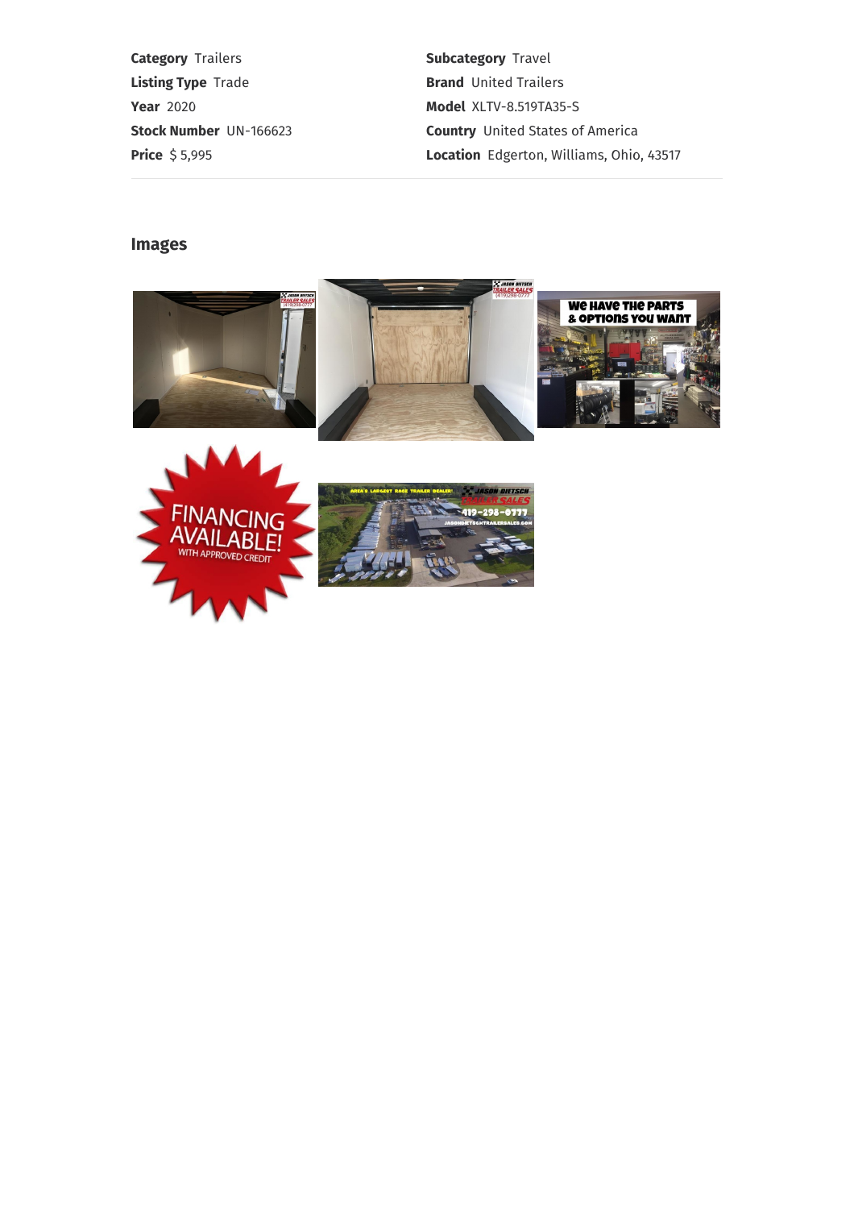**Category** Trailers

**Listing Type** Trade

**Year** 2020

**Stock Number** UN-166623

**Price** $ 5,995

**Subcategory** Travel

**Brand** United Trailers

**Model** XLTV-8.519TA35-S

**Country** United States of America

**Location** Edgerton, Williams, Ohio, 43517

## Images